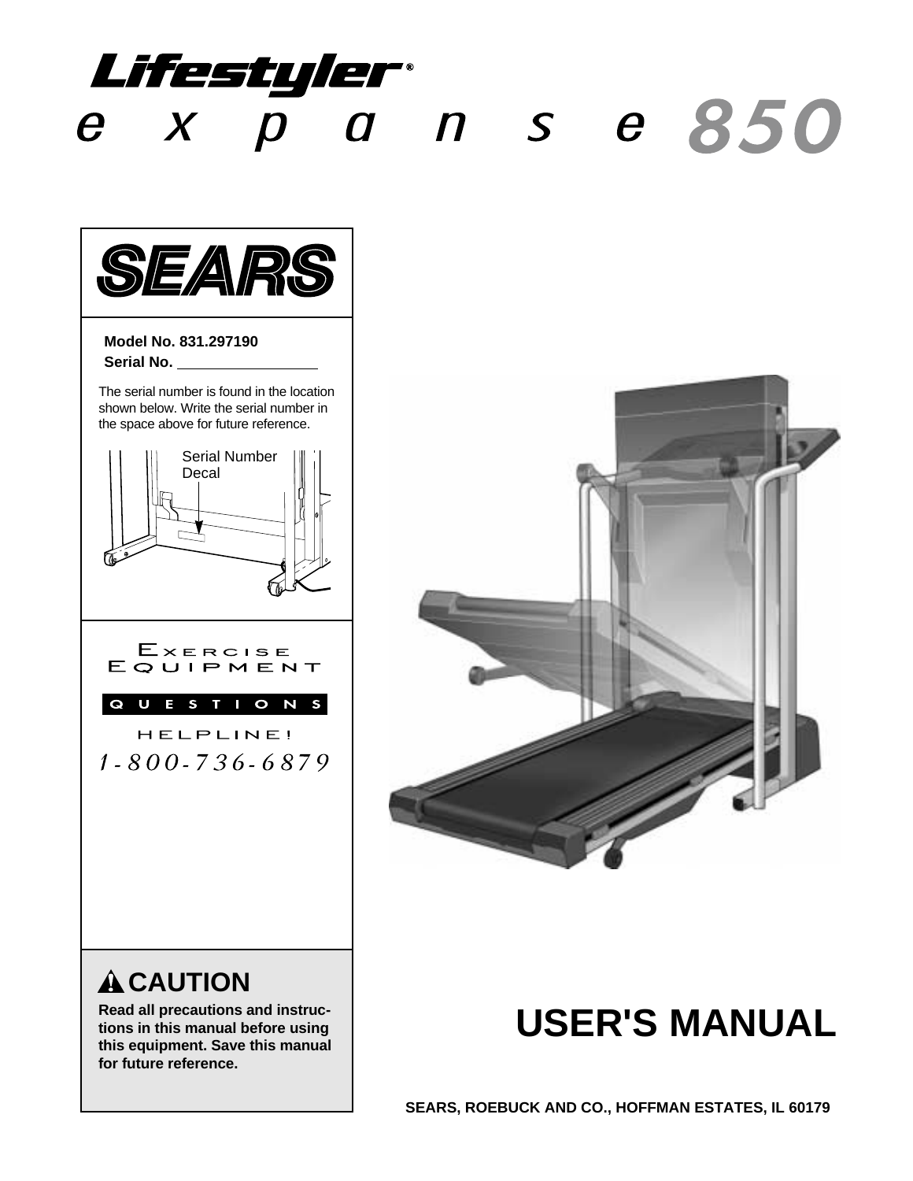# Lifestyler®

# expanse 850

**SEARS**

**Model No. 831.297190**

**Serial No.** ___________________

The serial number is found in the location shown below. Write the serial number in the space above for future reference.

Serial Number Decal

EXERCISE EQUIPMENT

QUESTIONS

HELPLINE!

*1-800-736-6879*

## ⚠ CAUTION

**Read all precautions and instructions in this manual before using this equipment. Save this manual for future reference.**

# USER'S MANUAL

**SEARS, ROEBUCK AND CO., HOFFMAN ESTATES, IL 60179**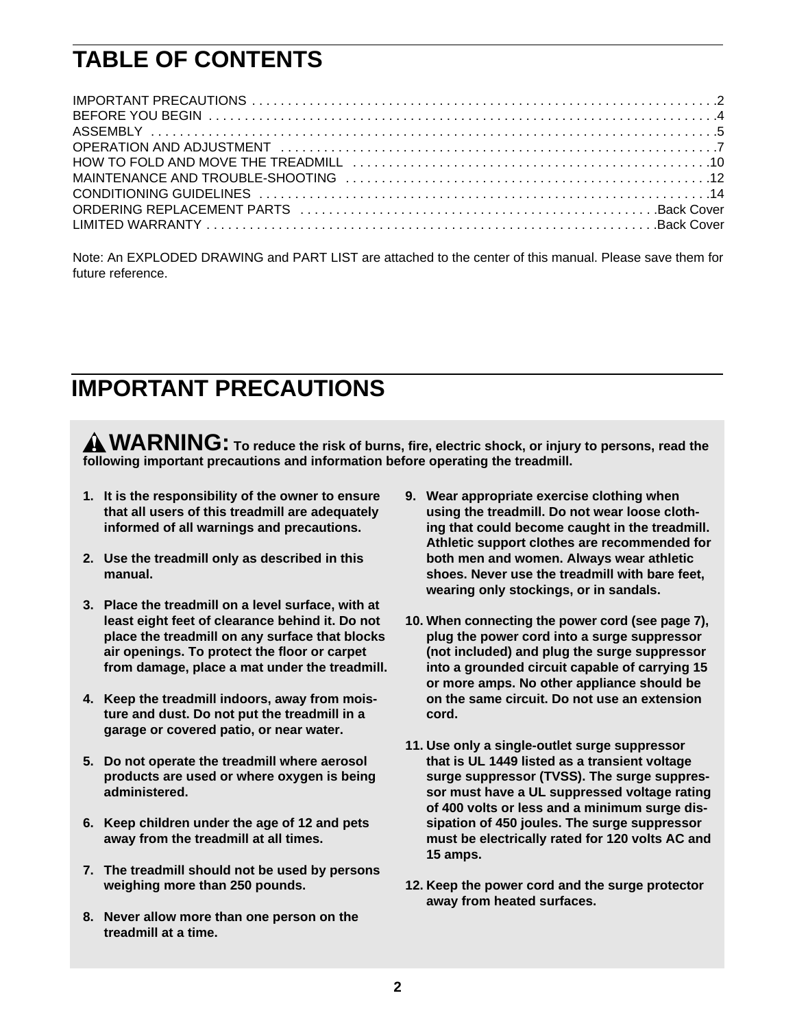# TABLE OF CONTENTS

IMPORTANT PRECAUTIONS . . . . . . . . . . . . . . . . . . . . . . . . . . . . . . . . . . . . . . . . . . . . . . . . . . . . . . . . . . . . . . . .2
BEFORE YOU BEGIN . . . . . . . . . . . . . . . . . . . . . . . . . . . . . . . . . . . . . . . . . . . . . . . . . . . . . . . . . . . . . . . . . . . .4
ASSEMBLY . . . . . . . . . . . . . . . . . . . . . . . . . . . . . . . . . . . . . . . . . . . . . . . . . . . . . . . . . . . . . . . . . . . . . . . . . .5
OPERATION AND ADJUSTMENT . . . . . . . . . . . . . . . . . . . . . . . . . . . . . . . . . . . . . . . . . . . . . . . . . . . . . . . . . . . .7
HOW TO FOLD AND MOVE THE TREADMILL . . . . . . . . . . . . . . . . . . . . . . . . . . . . . . . . . . . . . . . . . . . . . . . . .10
MAINTENANCE AND TROUBLE-SHOOTING . . . . . . . . . . . . . . . . . . . . . . . . . . . . . . . . . . . . . . . . . . . . . . . . . .12
CONDITIONING GUIDELINES . . . . . . . . . . . . . . . . . . . . . . . . . . . . . . . . . . . . . . . . . . . . . . . . . . . . . . . . . . . . .14
ORDERING REPLACEMENT PARTS . . . . . . . . . . . . . . . . . . . . . . . . . . . . . . . . . . . . . . . . . . . . . . . . . .Back Cover
LIMITED WARRANTY . . . . . . . . . . . . . . . . . . . . . . . . . . . . . . . . . . . . . . . . . . . . . . . . . . . . . . . . . . . . .Back Cover

Note: An EXPLODED DRAWING and PART LIST are attached to the center of this manual. Please save them for future reference.

# IMPORTANT PRECAUTIONS

**WARNING: To reduce the risk of burns, fire, electric shock, or injury to persons, read the following important precautions and information before operating the treadmill.**

1. **It is the responsibility of the owner to ensure that all users of this treadmill are adequately informed of all warnings and precautions.**

2. **Use the treadmill only as described in this manual.**

3. **Place the treadmill on a level surface, with at least eight feet of clearance behind it. Do not place the treadmill on any surface that blocks air openings. To protect the floor or carpet from damage, place a mat under the treadmill.**

4. **Keep the treadmill indoors, away from moisture and dust. Do not put the treadmill in a garage or covered patio, or near water.**

5. **Do not operate the treadmill where aerosol products are used or where oxygen is being administered.**

6. **Keep children under the age of 12 and pets away from the treadmill at all times.**

7. **The treadmill should not be used by persons weighing more than 250 pounds.**

8. **Never allow more than one person on the treadmill at a time.**

9. **Wear appropriate exercise clothing when using the treadmill. Do not wear loose clothing that could become caught in the treadmill. Athletic support clothes are recommended for both men and women. Always wear athletic shoes. Never use the treadmill with bare feet, wearing only stockings, or in sandals.**

10. **When connecting the power cord (see page 7), plug the power cord into a surge suppressor (not included) and plug the surge suppressor into a grounded circuit capable of carrying 15 or more amps. No other appliance should be on the same circuit. Do not use an extension cord.**

11. **Use only a single-outlet surge suppressor that is UL 1449 listed as a transient voltage surge suppressor (TVSS). The surge suppressor must have a UL suppressed voltage rating of 400 volts or less and a minimum surge dissipation of 450 joules. The surge suppressor must be electrically rated for 120 volts AC and 15 amps.**

12. **Keep the power cord and the surge protector away from heated surfaces.**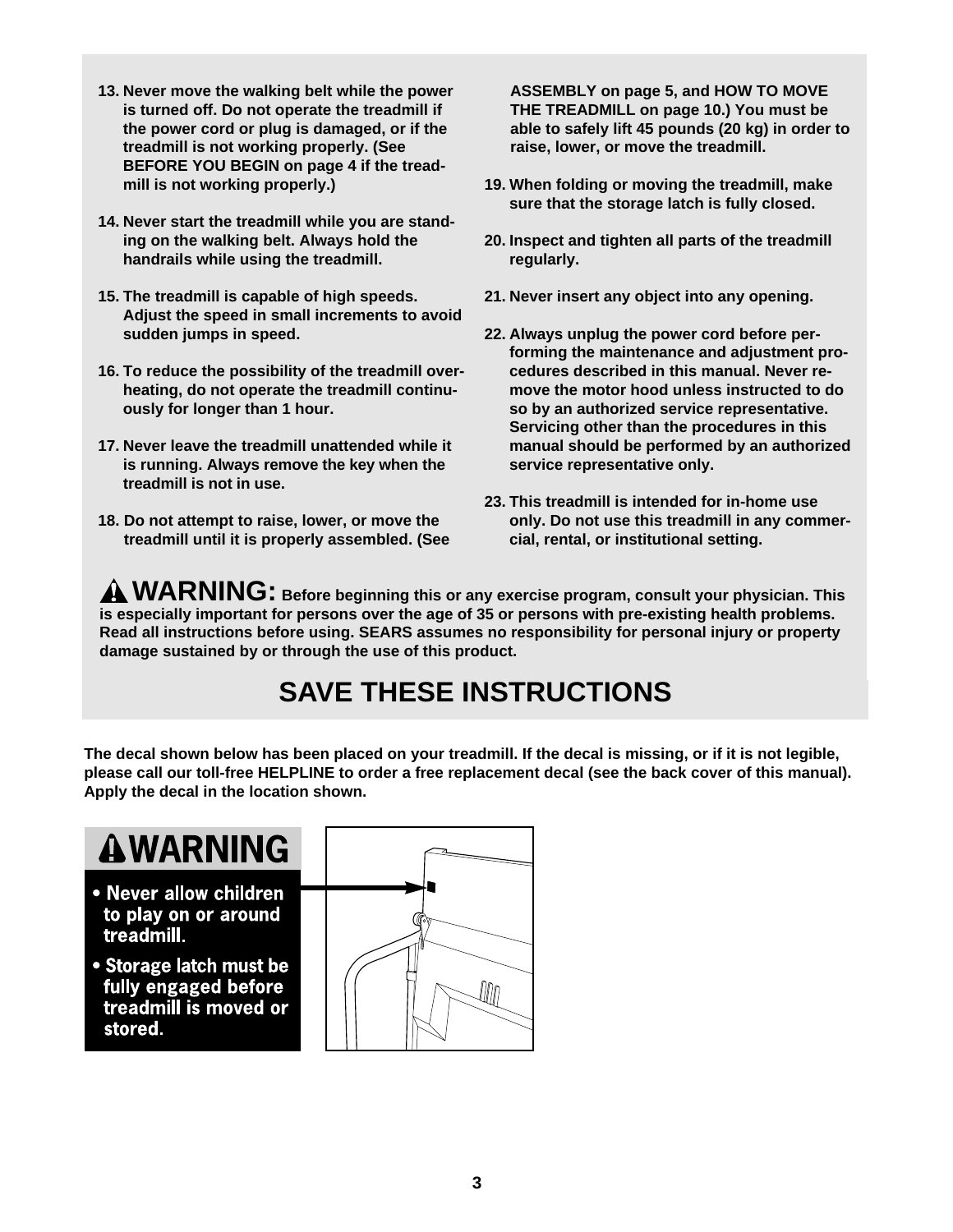**13. Never move the walking belt while the power is turned off. Do not operate the treadmill if the power cord or plug is damaged, or if the treadmill is not working properly. (See BEFORE YOU BEGIN on page 4 if the treadmill is not working properly.)**

**14. Never start the treadmill while you are standing on the walking belt. Always hold the handrails while using the treadmill.**

**15. The treadmill is capable of high speeds. Adjust the speed in small increments to avoid sudden jumps in speed.**

**16. To reduce the possibility of the treadmill overheating, do not operate the treadmill continuously for longer than 1 hour.**

**17. Never leave the treadmill unattended while it is running. Always remove the key when the treadmill is not in use.**

**18. Do not attempt to raise, lower, or move the treadmill until it is properly assembled. (See ASSEMBLY on page 5, and HOW TO MOVE THE TREADMILL on page 10.) You must be able to safely lift 45 pounds (20 kg) in order to raise, lower, or move the treadmill.**

**19. When folding or moving the treadmill, make sure that the storage latch is fully closed.**

**20. Inspect and tighten all parts of the treadmill regularly.**

**21. Never insert any object into any opening.**

**22. Always unplug the power cord before performing the maintenance and adjustment procedures described in this manual. Never remove the motor hood unless instructed to do so by an authorized service representative. Servicing other than the procedures in this manual should be performed by an authorized service representative only.**

**23. This treadmill is intended for in-home use only. Do not use this treadmill in any commercial, rental, or institutional setting.**

**⚠ WARNING: Before beginning this or any exercise program, consult your physician. This is especially important for persons over the age of 35 or persons with pre-existing health problems. Read all instructions before using. SEARS assumes no responsibility for personal injury or property damage sustained by or through the use of this product.**

## SAVE THESE INSTRUCTIONS

**The decal shown below has been placed on your treadmill. If the decal is missing, or if it is not legible, please call our toll-free HELPLINE to order a free replacement decal (see the back cover of this manual). Apply the decal in the location shown.**

**⚠WARNING**

- **Never allow children to play on or around treadmill.**
- **Storage latch must be fully engaged before treadmill is moved or stored.**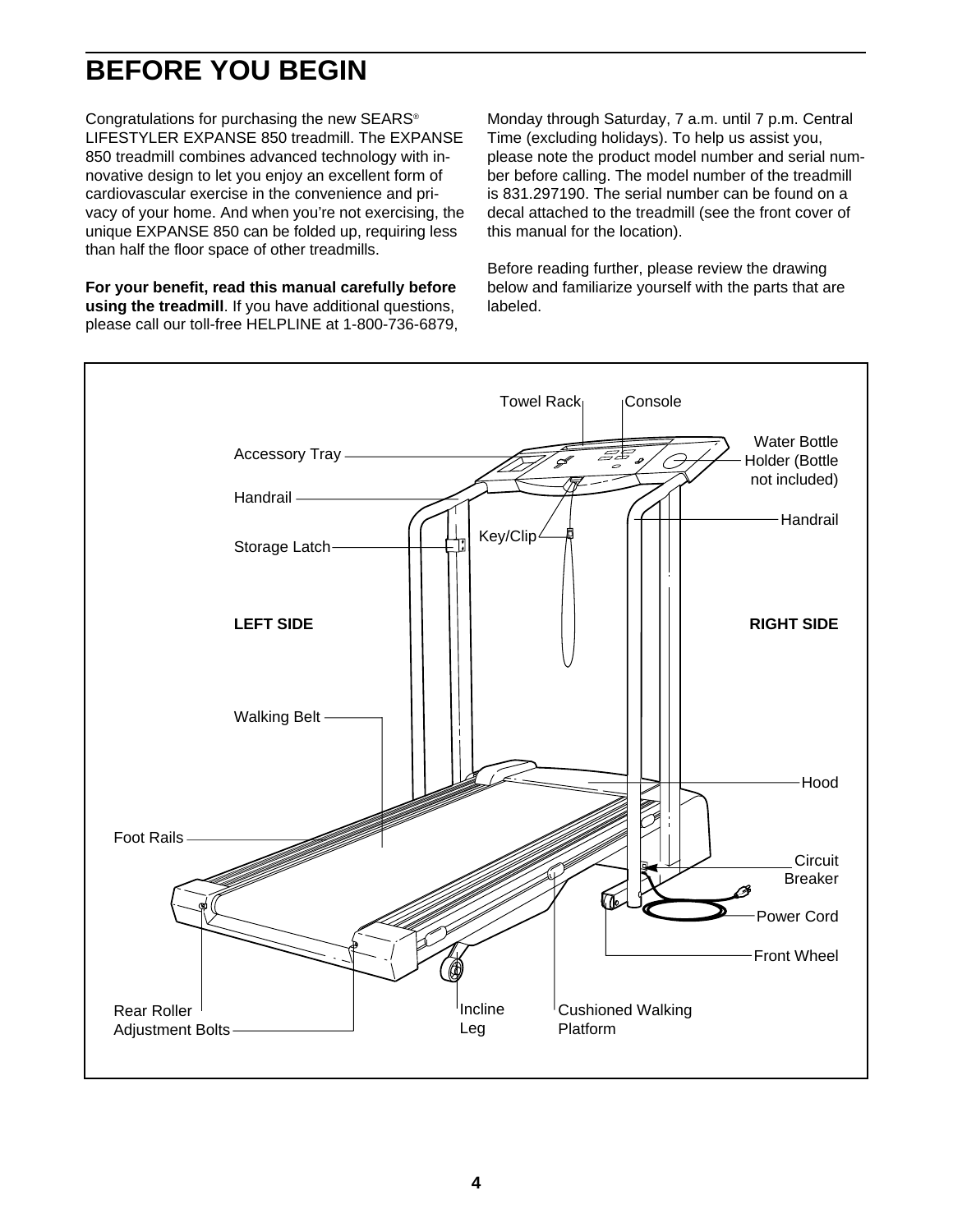# BEFORE YOU BEGIN

Congratulations for purchasing the new SEARS® LIFESTYLER EXPANSE 850 treadmill. The EXPANSE 850 treadmill combines advanced technology with innovative design to let you enjoy an excellent form of cardiovascular exercise in the convenience and privacy of your home. And when you're not exercising, the unique EXPANSE 850 can be folded up, requiring less than half the floor space of other treadmills.

**For your benefit, read this manual carefully before using the treadmill**. If you have additional questions, please call our toll-free HELPLINE at 1-800-736-6879, Monday through Saturday, 7 a.m. until 7 p.m. Central Time (excluding holidays). To help us assist you, please note the product model number and serial number before calling. The model number of the treadmill is 831.297190. The serial number can be found on a decal attached to the treadmill (see the front cover of this manual for the location).

Before reading further, please review the drawing below and familiarize yourself with the parts that are labeled.

Towel Rack
Console
Accessory Tray
Water Bottle Holder (Bottle not included)
Handrail
Key/Clip
Handrail
Storage Latch
LEFT SIDE
RIGHT SIDE
Walking Belt
Hood
Foot Rails
Circuit Breaker
Power Cord
Front Wheel
Rear Roller Adjustment Bolts
Incline Leg
Cushioned Walking Platform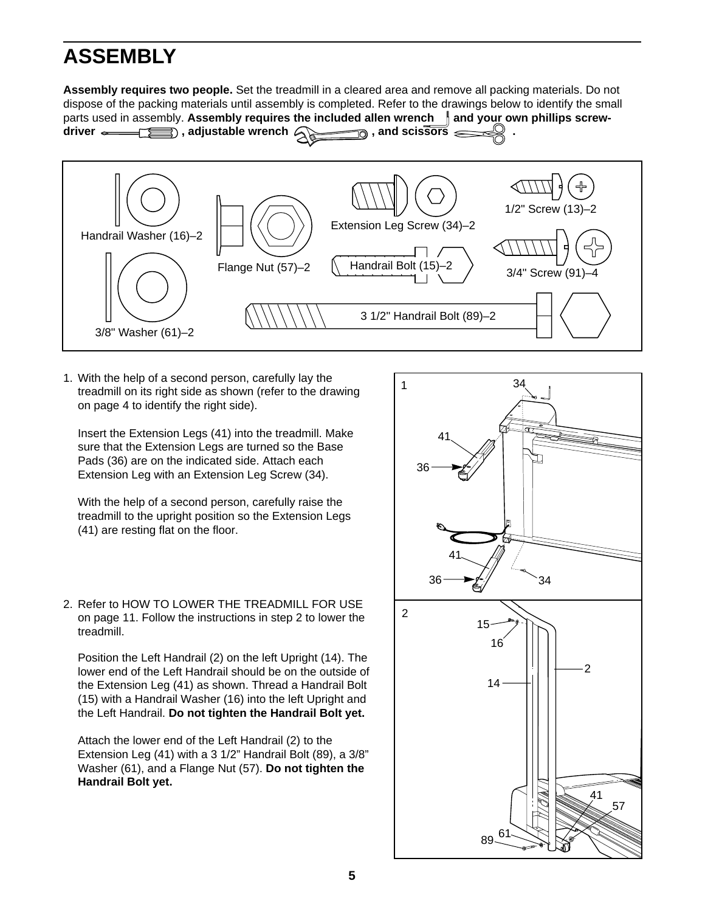# ASSEMBLY

**Assembly requires two people.** Set the treadmill in a cleared area and remove all packing materials. Do not dispose of the packing materials until assembly is completed. Refer to the drawings below to identify the small parts used in assembly. **Assembly requires the included allen wrench and your own phillips screw-driver , adjustable wrench , and scissors .**

Handrail Washer (16)–2

3/8" Washer (61)–2

Flange Nut (57)–2

Extension Leg Screw (34)–2

Handrail Bolt (15)–2

3 1/2" Handrail Bolt (89)–2

1/2" Screw (13)–2

3/4" Screw (91)–4

1. With the help of a second person, carefully lay the treadmill on its right side as shown (refer to the drawing on page 4 to identify the right side).

   Insert the Extension Legs (41) into the treadmill. Make sure that the Extension Legs are turned so the Base Pads (36) are on the indicated side. Attach each Extension Leg with an Extension Leg Screw (34).

   With the help of a second person, carefully raise the treadmill to the upright position so the Extension Legs (41) are resting flat on the floor.

2. Refer to HOW TO LOWER THE TREADMILL FOR USE on page 11. Follow the instructions in step 2 to lower the treadmill.

   Position the Left Handrail (2) on the left Upright (14). The lower end of the Left Handrail should be on the outside of the Extension Leg (41) as shown. Thread a Handrail Bolt (15) with a Handrail Washer (16) into the left Upright and the Left Handrail. **Do not tighten the Handrail Bolt yet.**

   Attach the lower end of the Left Handrail (2) to the Extension Leg (41) with a 3 1/2" Handrail Bolt (89), a 3/8" Washer (61), and a Flange Nut (57). **Do not tighten the Handrail Bolt yet.**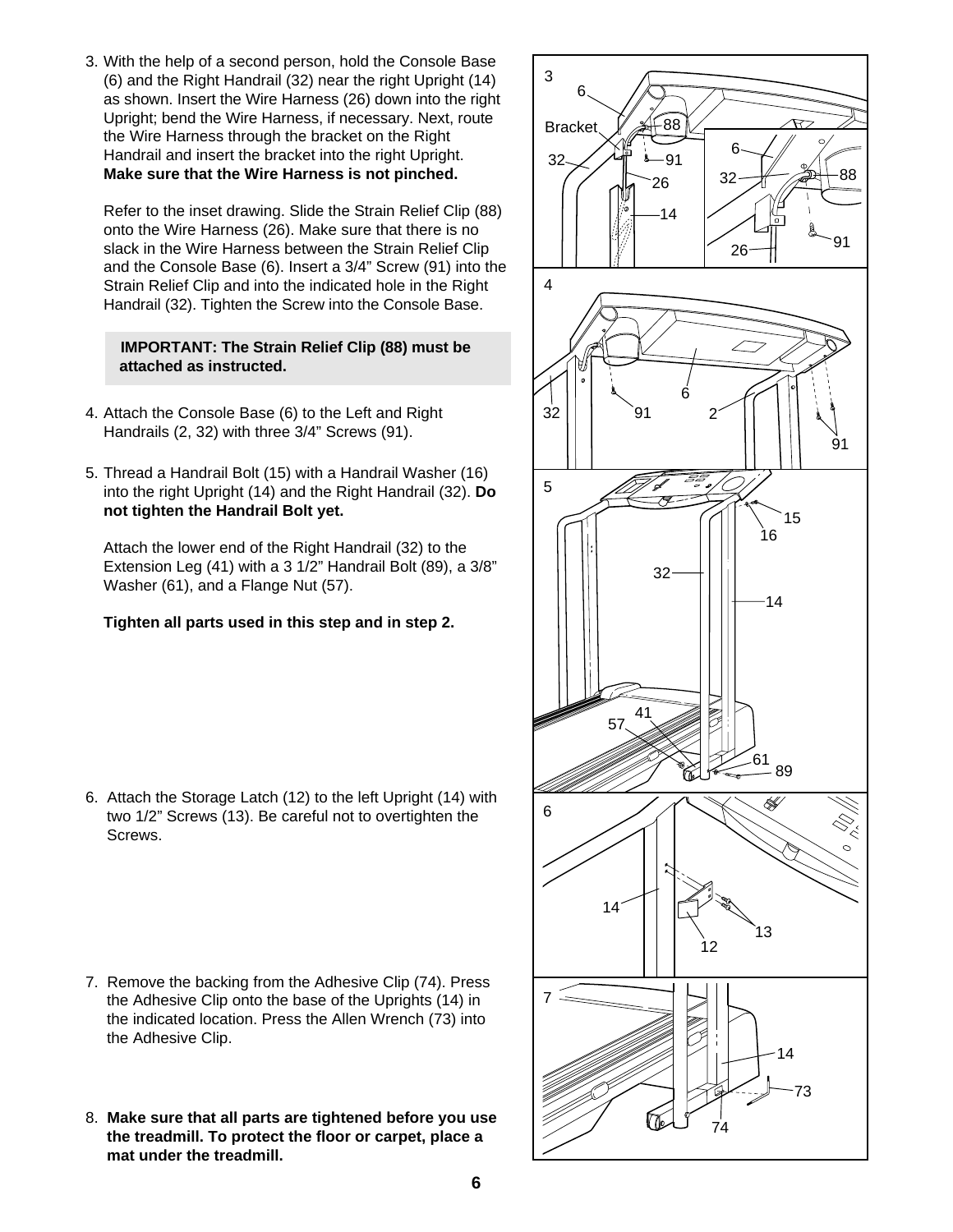3. With the help of a second person, hold the Console Base (6) and the Right Handrail (32) near the right Upright (14) as shown. Insert the Wire Harness (26) down into the right Upright; bend the Wire Harness, if necessary. Next, route the Wire Harness through the bracket on the Right Handrail and insert the bracket into the right Upright. **Make sure that the Wire Harness is not pinched.**

   Refer to the inset drawing. Slide the Strain Relief Clip (88) onto the Wire Harness (26). Make sure that there is no slack in the Wire Harness between the Strain Relief Clip and the Console Base (6). Insert a 3/4" Screw (91) into the Strain Relief Clip and into the indicated hole in the Right Handrail (32). Tighten the Screw into the Console Base.

   **IMPORTANT: The Strain Relief Clip (88) must be attached as instructed.**

4. Attach the Console Base (6) to the Left and Right Handrails (2, 32) with three 3/4" Screws (91).

5. Thread a Handrail Bolt (15) with a Handrail Washer (16) into the right Upright (14) and the Right Handrail (32). **Do not tighten the Handrail Bolt yet.**

   Attach the lower end of the Right Handrail (32) to the Extension Leg (41) with a 3 1/2" Handrail Bolt (89), a 3/8" Washer (61), and a Flange Nut (57).

   **Tighten all parts used in this step and in step 2.**

6. Attach the Storage Latch (12) to the left Upright (14) with two 1/2" Screws (13). Be careful not to overtighten the Screws.

7. Remove the backing from the Adhesive Clip (74). Press the Adhesive Clip onto the base of the Uprights (14) in the indicated location. Press the Allen Wrench (73) into the Adhesive Clip.

8. **Make sure that all parts are tightened before you use the treadmill. To protect the floor or carpet, place a mat under the treadmill.**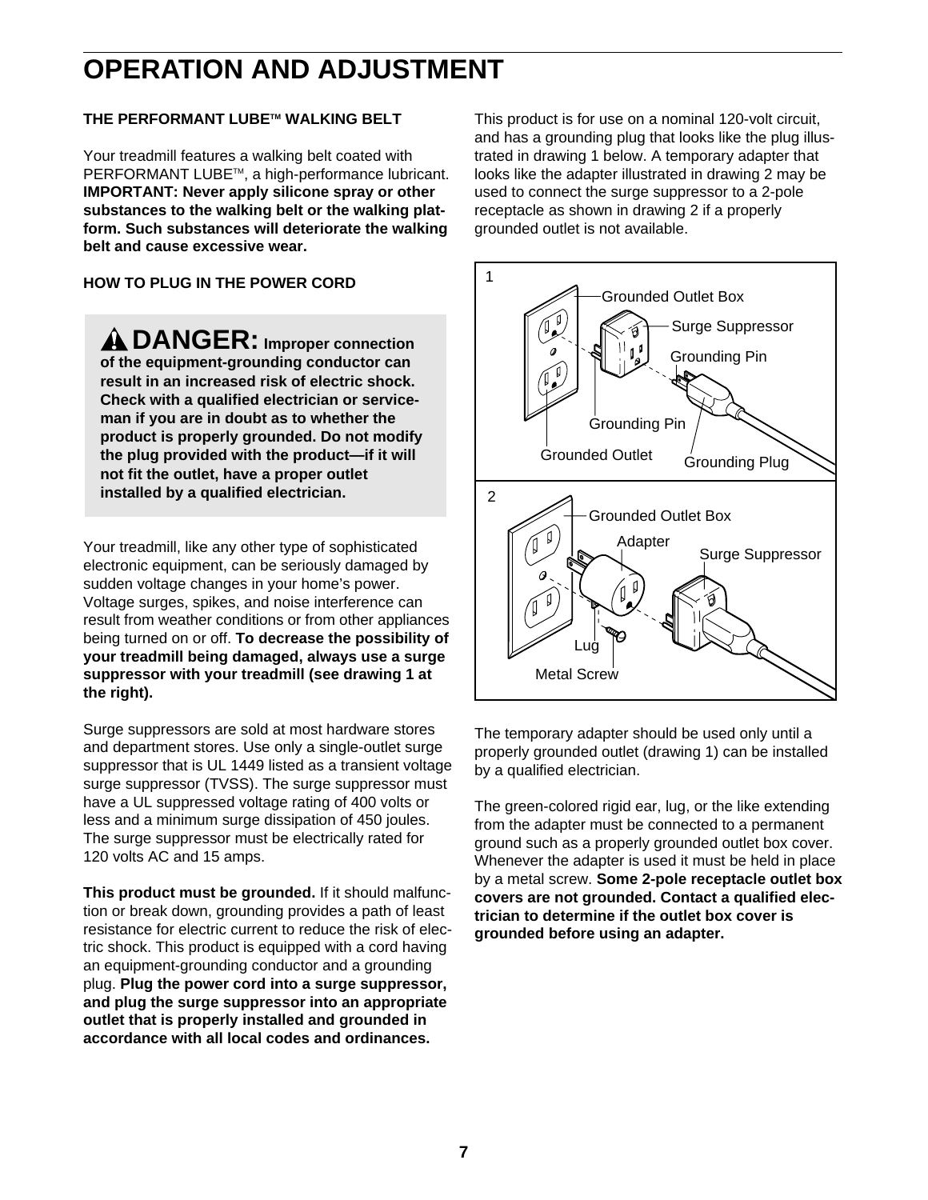# OPERATION AND ADJUSTMENT

## THE PERFORMANT LUBE™ WALKING BELT

Your treadmill features a walking belt coated with PERFORMANT LUBE™, a high-performance lubricant. **IMPORTANT: Never apply silicone spray or other substances to the walking belt or the walking platform. Such substances will deteriorate the walking belt and cause excessive wear.**

## HOW TO PLUG IN THE POWER CORD

**⚠ DANGER: Improper connection of the equipment-grounding conductor can result in an increased risk of electric shock. Check with a qualified electrician or serviceman if you are in doubt as to whether the product is properly grounded. Do not modify the plug provided with the product—if it will not fit the outlet, have a proper outlet installed by a qualified electrician.**

Your treadmill, like any other type of sophisticated electronic equipment, can be seriously damaged by sudden voltage changes in your home's power. Voltage surges, spikes, and noise interference can result from weather conditions or from other appliances being turned on or off. **To decrease the possibility of your treadmill being damaged, always use a surge suppressor with your treadmill (see drawing 1 at the right).**

Surge suppressors are sold at most hardware stores and department stores. Use only a single-outlet surge suppressor that is UL 1449 listed as a transient voltage surge suppressor (TVSS). The surge suppressor must have a UL suppressed voltage rating of 400 volts or less and a minimum surge dissipation of 450 joules. The surge suppressor must be electrically rated for 120 volts AC and 15 amps.

**This product must be grounded.** If it should malfunction or break down, grounding provides a path of least resistance for electric current to reduce the risk of electric shock. This product is equipped with a cord having an equipment-grounding conductor and a grounding plug. **Plug the power cord into a surge suppressor, and plug the surge suppressor into an appropriate outlet that is properly installed and grounded in accordance with all local codes and ordinances.**

This product is for use on a nominal 120-volt circuit, and has a grounding plug that looks like the plug illustrated in drawing 1 below. A temporary adapter that looks like the adapter illustrated in drawing 2 may be used to connect the surge suppressor to a 2-pole receptacle as shown in drawing 2 if a properly grounded outlet is not available.

1

Grounded Outlet Box
Surge Suppressor
Grounding Pin
Grounding Pin
Grounded Outlet
Grounding Plug

2

Grounded Outlet Box
Adapter
Surge Suppressor
Lug
Metal Screw

The temporary adapter should be used only until a properly grounded outlet (drawing 1) can be installed by a qualified electrician.

The green-colored rigid ear, lug, or the like extending from the adapter must be connected to a permanent ground such as a properly grounded outlet box cover. Whenever the adapter is used it must be held in place by a metal screw. **Some 2-pole receptacle outlet box covers are not grounded. Contact a qualified electrician to determine if the outlet box cover is grounded before using an adapter.**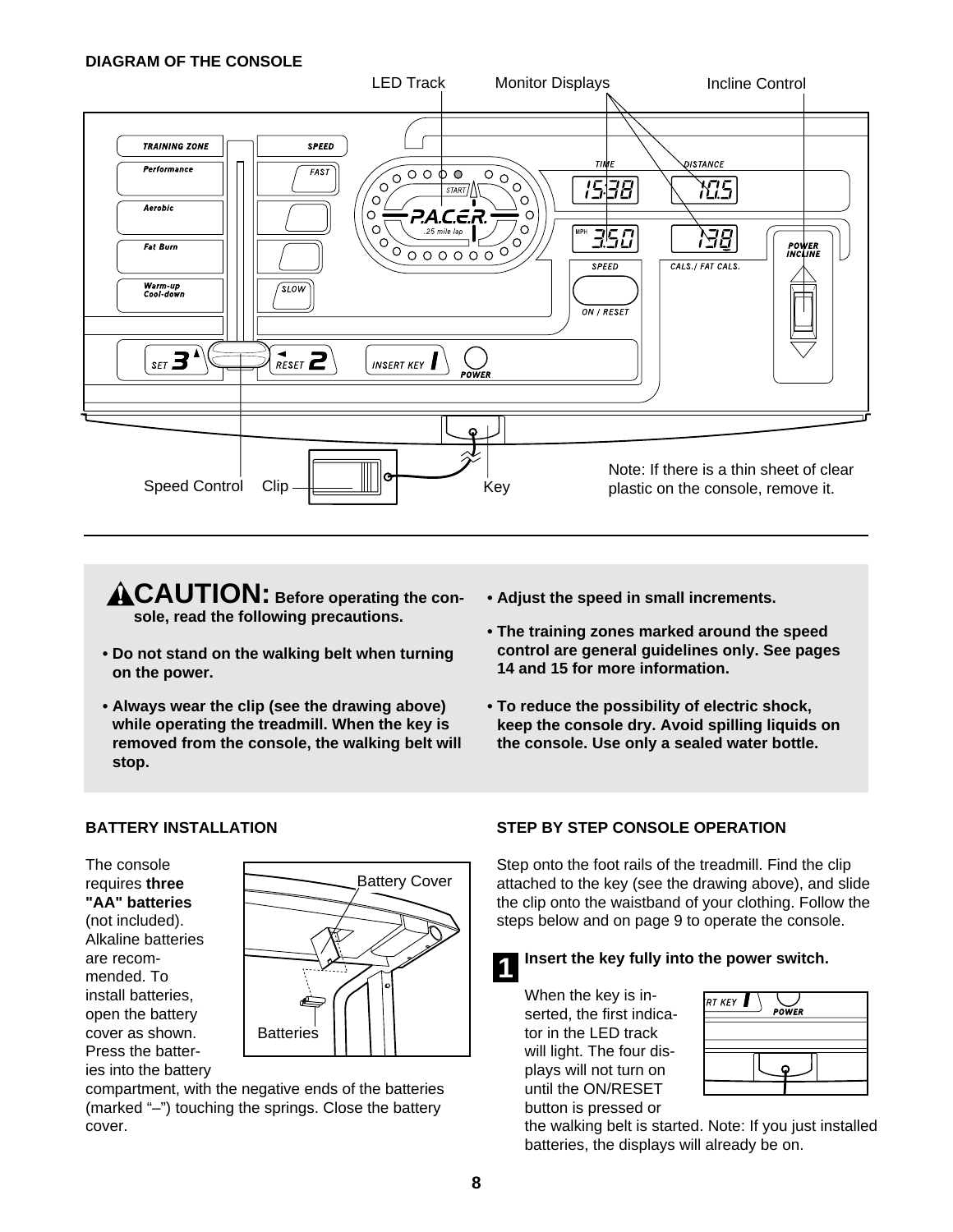**DIAGRAM OF THE CONSOLE**

LED Track
Monitor Displays
Incline Control
Speed Control
Clip
Key

Note: If there is a thin sheet of clear plastic on the console, remove it.

**⚠CAUTION: Before operating the console, read the following precautions.**

- **Do not stand on the walking belt when turning on the power.**
- **Always wear the clip (see the drawing above) while operating the treadmill. When the key is removed from the console, the walking belt will stop.**
- **Adjust the speed in small increments.**
- **The training zones marked around the speed control are general guidelines only. See pages 14 and 15 for more information.**
- **To reduce the possibility of electric shock, keep the console dry. Avoid spilling liquids on the console. Use only a sealed water bottle.**

**BATTERY INSTALLATION**

The console requires **three "AA" batteries** (not included). Alkaline batteries are recommended. To install batteries, open the battery cover as shown. Press the batteries into the battery compartment, with the negative ends of the batteries (marked "–") touching the springs. Close the battery cover.

Battery Cover
Batteries

**STEP BY STEP CONSOLE OPERATION**

Step onto the foot rails of the treadmill. Find the clip attached to the key (see the drawing above), and slide the clip onto the waistband of your clothing. Follow the steps below and on page 9 to operate the console.

**1** **Insert the key fully into the power switch.**

When the key is inserted, the first indicator in the LED track will light. The four displays will not turn on until the ON/RESET button is pressed or the walking belt is started. Note: If you just installed batteries, the displays will already be on.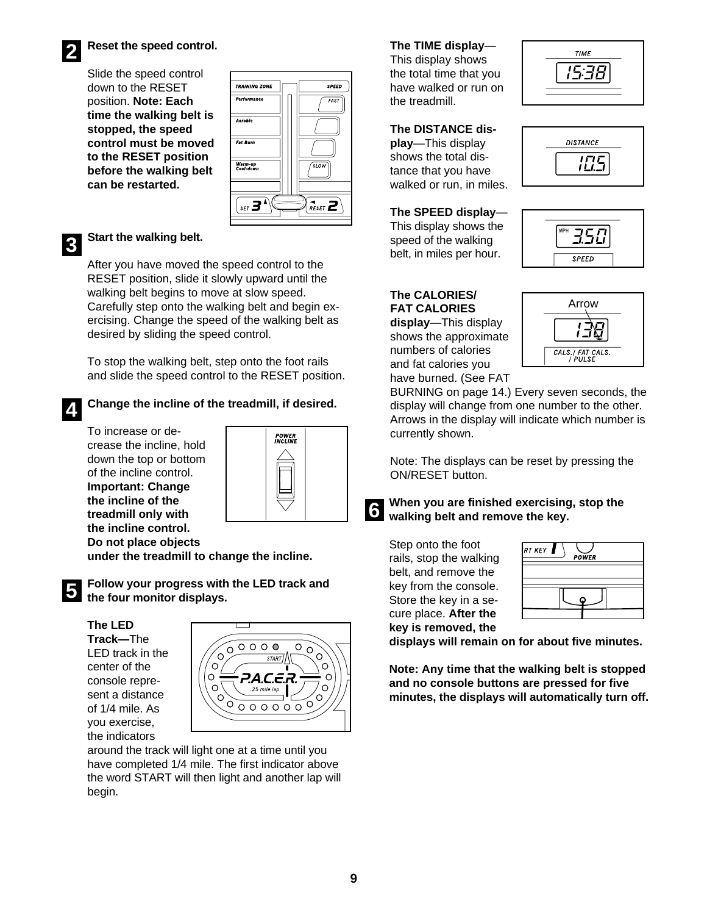**2** **Reset the speed control.**

Slide the speed control down to the RESET position. **Note: Each time the walking belt is stopped, the speed control must be moved to the RESET position before the walking belt can be restarted.**

**3** **Start the walking belt.**

After you have moved the speed control to the RESET position, slide it slowly upward until the walking belt begins to move at slow speed. Carefully step onto the walking belt and begin exercising. Change the speed of the walking belt as desired by sliding the speed control.

To stop the walking belt, step onto the foot rails and slide the speed control to the RESET position.

**4** **Change the incline of the treadmill, if desired.**

To increase or decrease the incline, hold down the top or bottom of the incline control. **Important: Change the incline of the treadmill only with the incline control. Do not place objects under the treadmill to change the incline.**

**5** **Follow your progress with the LED track and the four monitor displays.**

**The LED Track—**The LED track in the center of the console represent a distance of 1/4 mile. As you exercise, the indicators around the track will light one at a time until you have completed 1/4 mile. The first indicator above the word START will then light and another lap will begin.

**The TIME display**—This display shows the total time that you have walked or run on the treadmill.

**The DISTANCE display**—This display shows the total distance that you have walked or run, in miles.

**The SPEED display**—This display shows the speed of the walking belt, in miles per hour.

**The CALORIES/ FAT CALORIES display**—This display shows the approximate numbers of calories and fat calories you have burned. (See FAT BURNING on page 14.) Every seven seconds, the display will change from one number to the other. Arrows in the display will indicate which number is currently shown.

Note: The displays can be reset by pressing the ON/RESET button.

**6** **When you are finished exercising, stop the walking belt and remove the key.**

Step onto the foot rails, stop the walking belt, and remove the key from the console. Store the key in a secure place. **After the key is removed, the displays will remain on for about five minutes.**

**Note: Any time that the walking belt is stopped and no console buttons are pressed for five minutes, the displays will automatically turn off.**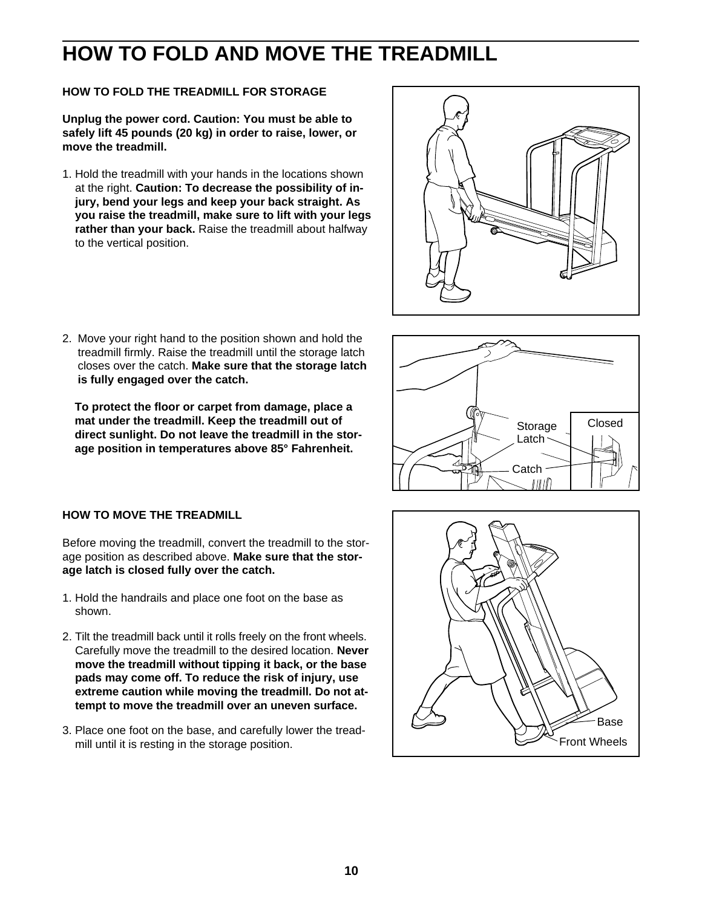# HOW TO FOLD AND MOVE THE TREADMILL

### HOW TO FOLD THE TREADMILL FOR STORAGE

**Unplug the power cord. Caution: You must be able to safely lift 45 pounds (20 kg) in order to raise, lower, or move the treadmill.**

1. Hold the treadmill with your hands in the locations shown at the right. **Caution: To decrease the possibility of injury, bend your legs and keep your back straight. As you raise the treadmill, make sure to lift with your legs rather than your back.** Raise the treadmill about halfway to the vertical position.

2. Move your right hand to the position shown and hold the treadmill firmly. Raise the treadmill until the storage latch closes over the catch. **Make sure that the storage latch is fully engaged over the catch.**

   **To protect the floor or carpet from damage, place a mat under the treadmill. Keep the treadmill out of direct sunlight. Do not leave the treadmill in the storage position in temperatures above 85° Fahrenheit.**

Storage Latch

Closed

Catch

### HOW TO MOVE THE TREADMILL

Before moving the treadmill, convert the treadmill to the storage position as described above. **Make sure that the storage latch is closed fully over the catch.**

1. Hold the handrails and place one foot on the base as shown.

2. Tilt the treadmill back until it rolls freely on the front wheels. Carefully move the treadmill to the desired location. **Never move the treadmill without tipping it back, or the base pads may come off. To reduce the risk of injury, use extreme caution while moving the treadmill. Do not attempt to move the treadmill over an uneven surface.**

3. Place one foot on the base, and carefully lower the treadmill until it is resting in the storage position.

Base

Front Wheels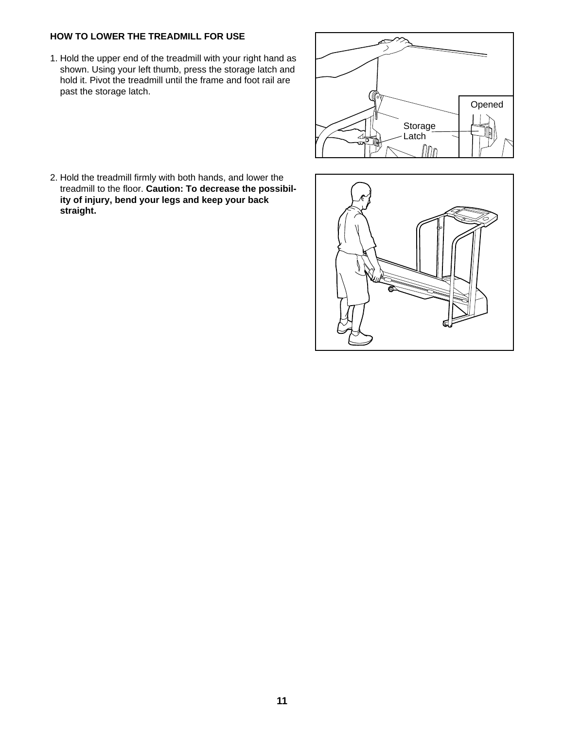## HOW TO LOWER THE TREADMILL FOR USE

1. Hold the upper end of the treadmill with your right hand as shown. Using your left thumb, press the storage latch and hold it. Pivot the treadmill until the frame and foot rail are past the storage latch.

Opened

Storage Latch

2. Hold the treadmill firmly with both hands, and lower the treadmill to the floor. **Caution: To decrease the possibility of injury, bend your legs and keep your back straight.**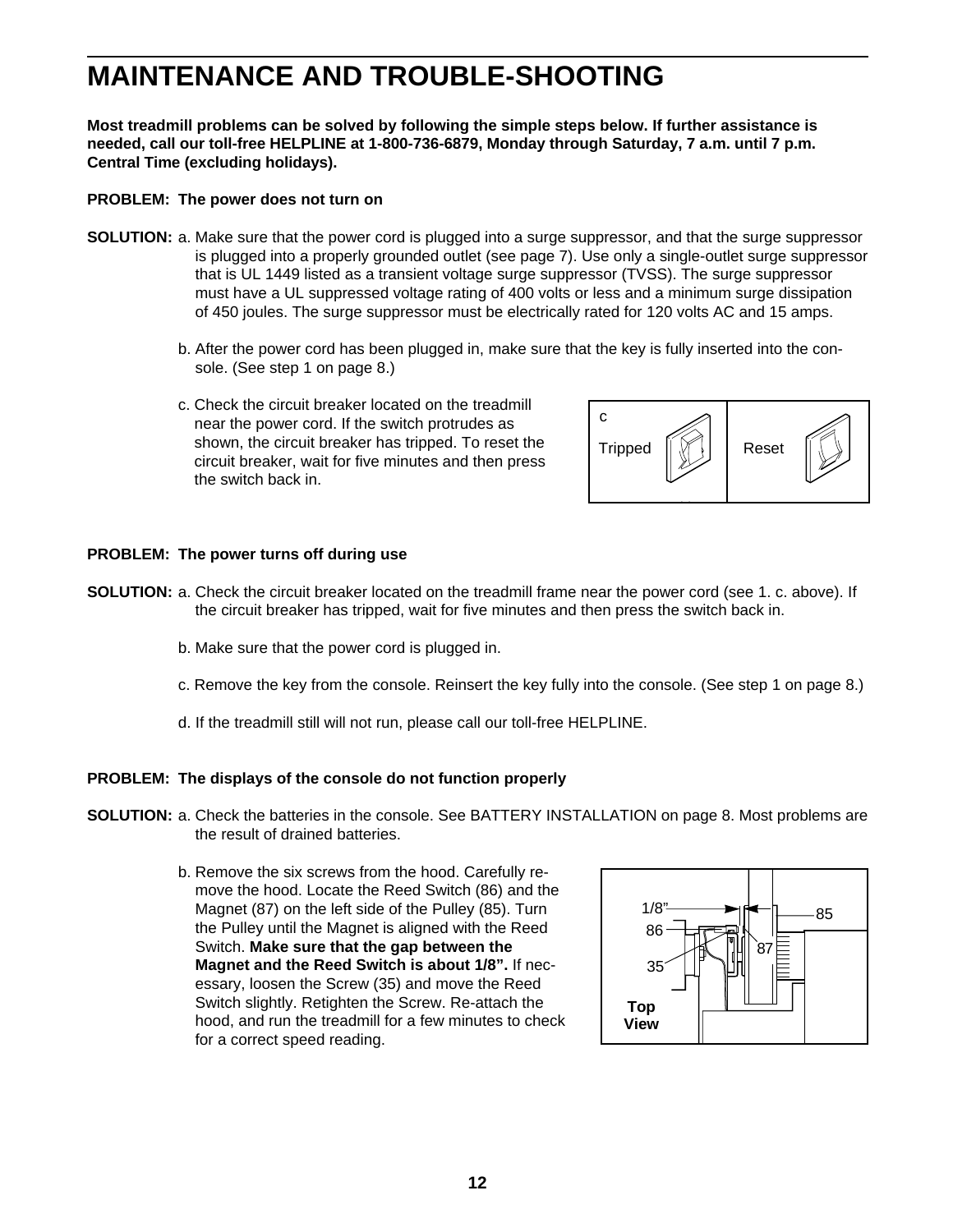# MAINTENANCE AND TROUBLE-SHOOTING

**Most treadmill problems can be solved by following the simple steps below. If further assistance is needed, call our toll-free HELPLINE at 1-800-736-6879, Monday through Saturday, 7 a.m. until 7 p.m. Central Time (excluding holidays).**

**PROBLEM: The power does not turn on**

**SOLUTION:** a. Make sure that the power cord is plugged into a surge suppressor, and that the surge suppressor is plugged into a properly grounded outlet (see page 7). Use only a single-outlet surge suppressor that is UL 1449 listed as a transient voltage surge suppressor (TVSS). The surge suppressor must have a UL suppressed voltage rating of 400 volts or less and a minimum surge dissipation of 450 joules. The surge suppressor must be electrically rated for 120 volts AC and 15 amps.

b. After the power cord has been plugged in, make sure that the key is fully inserted into the console. (See step 1 on page 8.)

c. Check the circuit breaker located on the treadmill near the power cord. If the switch protrudes as shown, the circuit breaker has tripped. To reset the circuit breaker, wait for five minutes and then press the switch back in.

c

Tripped

Reset

**PROBLEM: The power turns off during use**

**SOLUTION:** a. Check the circuit breaker located on the treadmill frame near the power cord (see 1. c. above). If the circuit breaker has tripped, wait for five minutes and then press the switch back in.

b. Make sure that the power cord is plugged in.

c. Remove the key from the console. Reinsert the key fully into the console. (See step 1 on page 8.)

d. If the treadmill still will not run, please call our toll-free HELPLINE.

**PROBLEM: The displays of the console do not function properly**

**SOLUTION:** a. Check the batteries in the console. See BATTERY INSTALLATION on page 8. Most problems are the result of drained batteries.

b. Remove the six screws from the hood. Carefully remove the hood. Locate the Reed Switch (86) and the Magnet (87) on the left side of the Pulley (85). Turn the Pulley until the Magnet is aligned with the Reed Switch. **Make sure that the gap between the Magnet and the Reed Switch is about 1/8".** If necessary, loosen the Screw (35) and move the Reed Switch slightly. Retighten the Screw. Re-attach the hood, and run the treadmill for a few minutes to check for a correct speed reading.

1/8"

85

86

87

35

Top View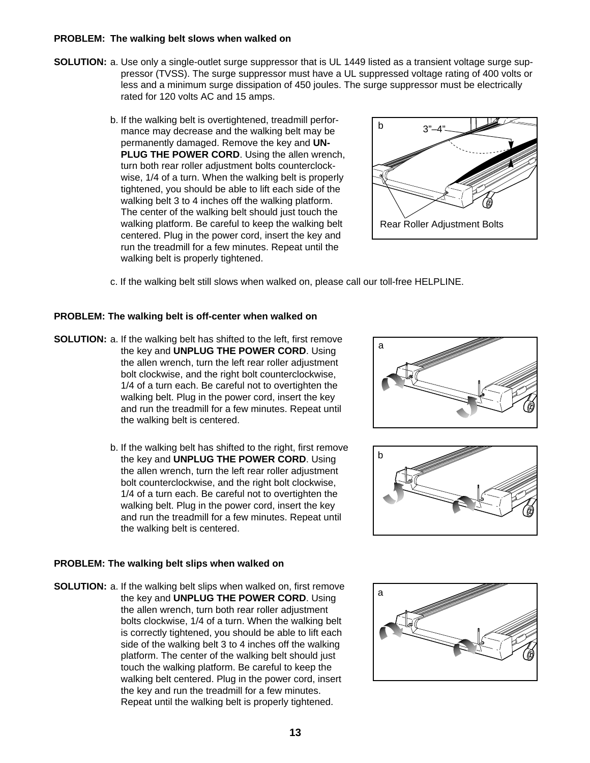**PROBLEM: The walking belt slows when walked on**

**SOLUTION:** a. Use only a single-outlet surge suppressor that is UL 1449 listed as a transient voltage surge suppressor (TVSS). The surge suppressor must have a UL suppressed voltage rating of 400 volts or less and a minimum surge dissipation of 450 joules. The surge suppressor must be electrically rated for 120 volts AC and 15 amps.

b. If the walking belt is overtightened, treadmill performance may decrease and the walking belt may be permanently damaged. Remove the key and **UNPLUG THE POWER CORD**. Using the allen wrench, turn both rear roller adjustment bolts counterclockwise, 1/4 of a turn. When the walking belt is properly tightened, you should be able to lift each side of the walking belt 3 to 4 inches off the walking platform. The center of the walking belt should just touch the walking platform. Be careful to keep the walking belt centered. Plug in the power cord, insert the key and run the treadmill for a few minutes. Repeat until the walking belt is properly tightened.

b

3"–4"

Rear Roller Adjustment Bolts

c. If the walking belt still slows when walked on, please call our toll-free HELPLINE.

**PROBLEM: The walking belt is off-center when walked on**

**SOLUTION:** a. If the walking belt has shifted to the left, first remove the key and **UNPLUG THE POWER CORD**. Using the allen wrench, turn the left rear roller adjustment bolt clockwise, and the right bolt counterclockwise, 1/4 of a turn each. Be careful not to overtighten the walking belt. Plug in the power cord, insert the key and run the treadmill for a few minutes. Repeat until the walking belt is centered.

a

b. If the walking belt has shifted to the right, first remove the key and **UNPLUG THE POWER CORD**. Using the allen wrench, turn the left rear roller adjustment bolt counterclockwise, and the right bolt clockwise, 1/4 of a turn each. Be careful not to overtighten the walking belt. Plug in the power cord, insert the key and run the treadmill for a few minutes. Repeat until the walking belt is centered.

b

**PROBLEM: The walking belt slips when walked on**

**SOLUTION:** a. If the walking belt slips when walked on, first remove the key and **UNPLUG THE POWER CORD**. Using the allen wrench, turn both rear roller adjustment bolts clockwise, 1/4 of a turn. When the walking belt is correctly tightened, you should be able to lift each side of the walking belt 3 to 4 inches off the walking platform. The center of the walking belt should just touch the walking platform. Be careful to keep the walking belt centered. Plug in the power cord, insert the key and run the treadmill for a few minutes. Repeat until the walking belt is properly tightened.

a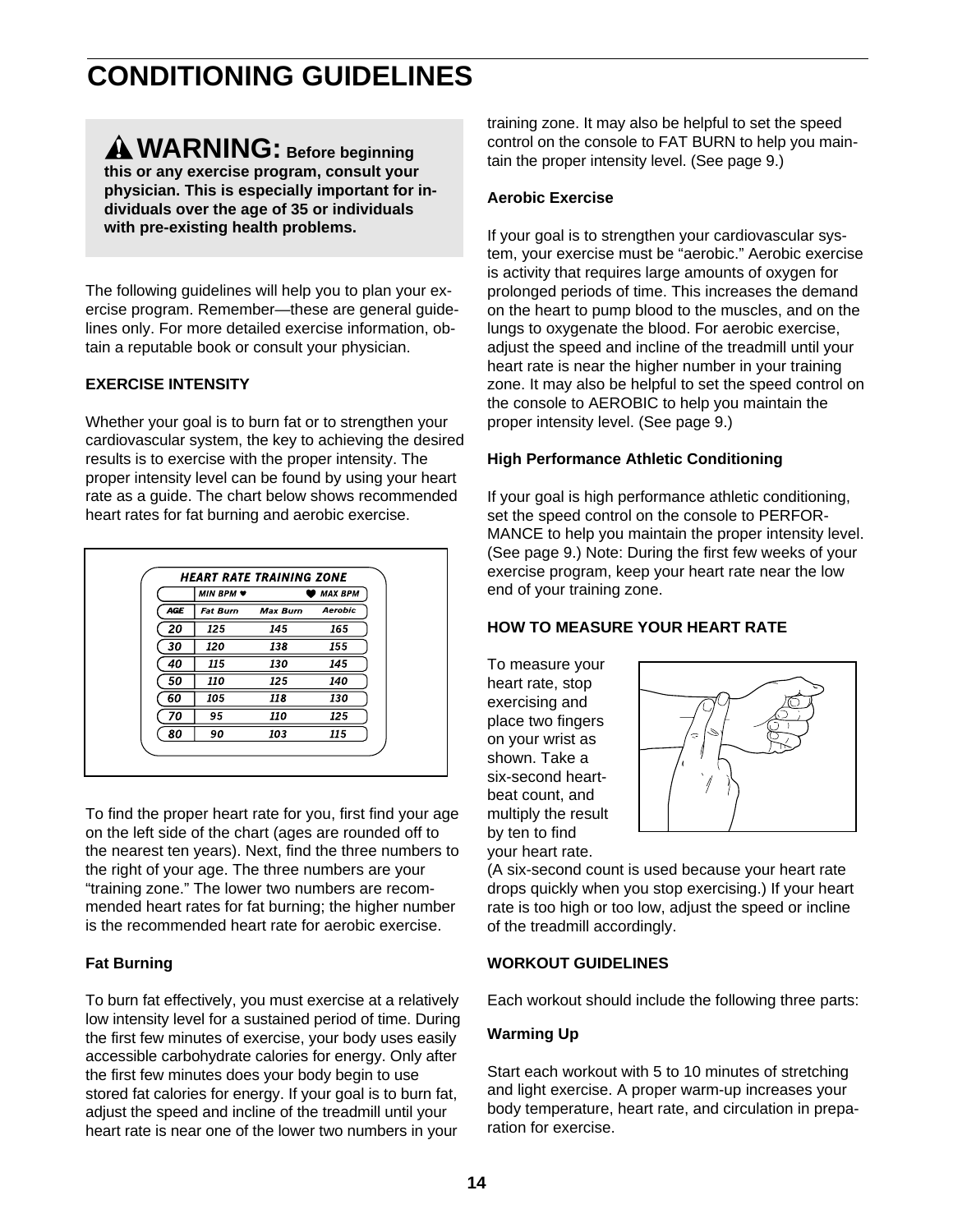# CONDITIONING GUIDELINES

**⚠ WARNING: Before beginning this or any exercise program, consult your physician. This is especially important for individuals over the age of 35 or individuals with pre-existing health problems.**

The following guidelines will help you to plan your exercise program. Remember—these are general guidelines only. For more detailed exercise information, obtain a reputable book or consult your physician.

## EXERCISE INTENSITY

Whether your goal is to burn fat or to strengthen your cardiovascular system, the key to achieving the desired results is to exercise with the proper intensity. The proper intensity level can be found by using your heart rate as a guide. The chart below shows recommended heart rates for fat burning and aerobic exercise.

**HEART RATE TRAINING ZONE**

| | MIN BPM ♥ | | ♥ MAX BPM |
|---|---|---|---|
| AGE | Fat Burn | Max Burn | Aerobic |
| 20 | 125 | 145 | 165 |
| 30 | 120 | 138 | 155 |
| 40 | 115 | 130 | 145 |
| 50 | 110 | 125 | 140 |
| 60 | 105 | 118 | 130 |
| 70 | 95 | 110 | 125 |
| 80 | 90 | 103 | 115 |

To find the proper heart rate for you, first find your age on the left side of the chart (ages are rounded off to the nearest ten years). Next, find the three numbers to the right of your age. The three numbers are your "training zone." The lower two numbers are recommended heart rates for fat burning; the higher number is the recommended heart rate for aerobic exercise.

### Fat Burning

To burn fat effectively, you must exercise at a relatively low intensity level for a sustained period of time. During the first few minutes of exercise, your body uses easily accessible carbohydrate calories for energy. Only after the first few minutes does your body begin to use stored fat calories for energy. If your goal is to burn fat, adjust the speed and incline of the treadmill until your heart rate is near one of the lower two numbers in your training zone. It may also be helpful to set the speed control on the console to FAT BURN to help you maintain the proper intensity level. (See page 9.)

### Aerobic Exercise

If your goal is to strengthen your cardiovascular system, your exercise must be "aerobic." Aerobic exercise is activity that requires large amounts of oxygen for prolonged periods of time. This increases the demand on the heart to pump blood to the muscles, and on the lungs to oxygenate the blood. For aerobic exercise, adjust the speed and incline of the treadmill until your heart rate is near the higher number in your training zone. It may also be helpful to set the speed control on the console to AEROBIC to help you maintain the proper intensity level. (See page 9.)

### High Performance Athletic Conditioning

If your goal is high performance athletic conditioning, set the speed control on the console to PERFORMANCE to help you maintain the proper intensity level. (See page 9.) Note: During the first few weeks of your exercise program, keep your heart rate near the low end of your training zone.

## HOW TO MEASURE YOUR HEART RATE

To measure your heart rate, stop exercising and place two fingers on your wrist as shown. Take a six-second heartbeat count, and multiply the result by ten to find your heart rate. (A six-second count is used because your heart rate drops quickly when you stop exercising.) If your heart rate is too high or too low, adjust the speed or incline of the treadmill accordingly.

## WORKOUT GUIDELINES

Each workout should include the following three parts:

### Warming Up

Start each workout with 5 to 10 minutes of stretching and light exercise. A proper warm-up increases your body temperature, heart rate, and circulation in preparation for exercise.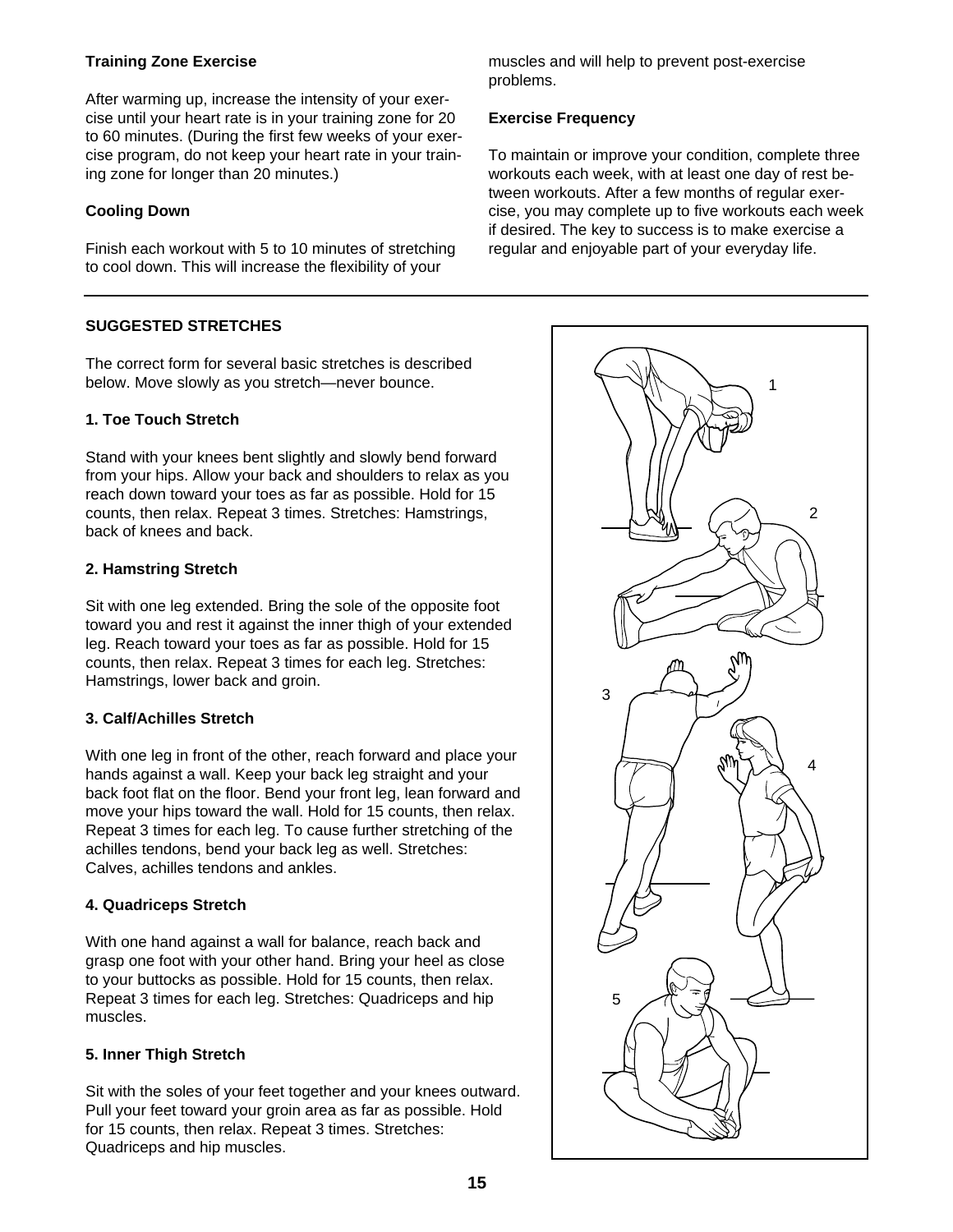**Training Zone Exercise**

After warming up, increase the intensity of your exercise until your heart rate is in your training zone for 20 to 60 minutes. (During the first few weeks of your exercise program, do not keep your heart rate in your training zone for longer than 20 minutes.)

**Cooling Down**

Finish each workout with 5 to 10 minutes of stretching to cool down. This will increase the flexibility of your muscles and will help to prevent post-exercise problems.

**Exercise Frequency**

To maintain or improve your condition, complete three workouts each week, with at least one day of rest between workouts. After a few months of regular exercise, you may complete up to five workouts each week if desired. The key to success is to make exercise a regular and enjoyable part of your everyday life.

---

**SUGGESTED STRETCHES**

The correct form for several basic stretches is described below. Move slowly as you stretch—never bounce.

**1. Toe Touch Stretch**

Stand with your knees bent slightly and slowly bend forward from your hips. Allow your back and shoulders to relax as you reach down toward your toes as far as possible. Hold for 15 counts, then relax. Repeat 3 times. Stretches: Hamstrings, back of knees and back.

**2. Hamstring Stretch**

Sit with one leg extended. Bring the sole of the opposite foot toward you and rest it against the inner thigh of your extended leg. Reach toward your toes as far as possible. Hold for 15 counts, then relax. Repeat 3 times for each leg. Stretches: Hamstrings, lower back and groin.

**3. Calf/Achilles Stretch**

With one leg in front of the other, reach forward and place your hands against a wall. Keep your back leg straight and your back foot flat on the floor. Bend your front leg, lean forward and move your hips toward the wall. Hold for 15 counts, then relax. Repeat 3 times for each leg. To cause further stretching of the achilles tendons, bend your back leg as well. Stretches: Calves, achilles tendons and ankles.

**4. Quadriceps Stretch**

With one hand against a wall for balance, reach back and grasp one foot with your other hand. Bring your heel as close to your buttocks as possible. Hold for 15 counts, then relax. Repeat 3 times for each leg. Stretches: Quadriceps and hip muscles.

**5. Inner Thigh Stretch**

Sit with the soles of your feet together and your knees outward. Pull your feet toward your groin area as far as possible. Hold for 15 counts, then relax. Repeat 3 times. Stretches: Quadriceps and hip muscles.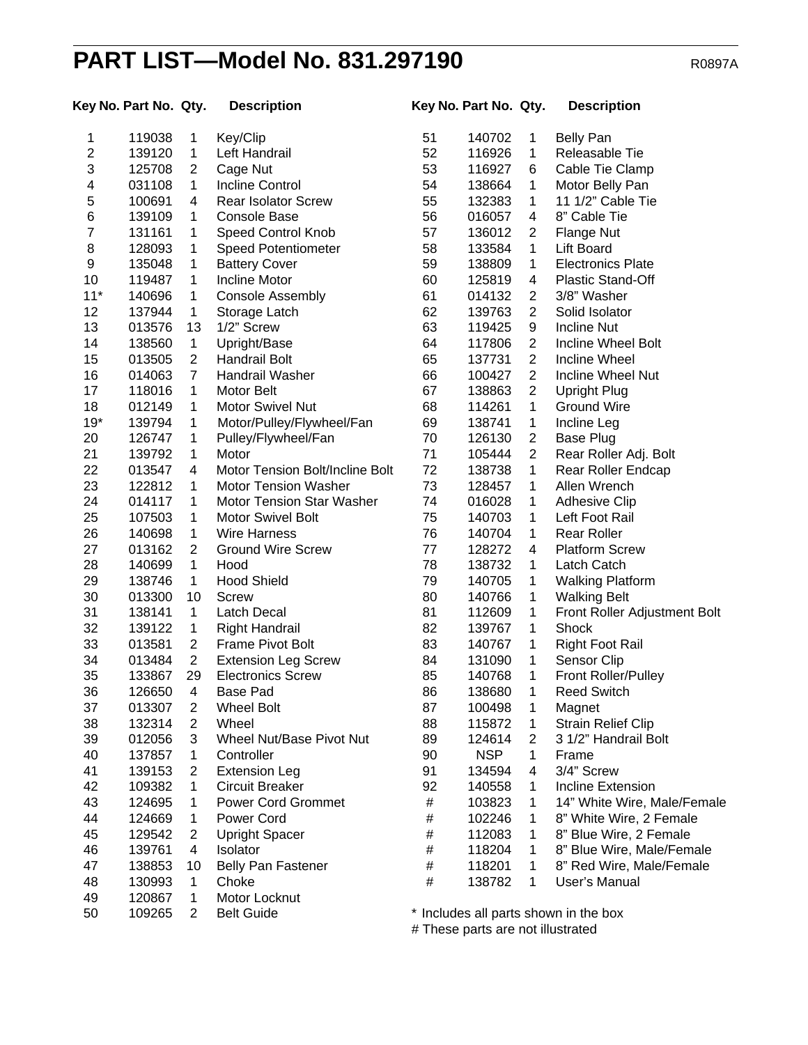# PART LIST—Model No. 831.297190

R0897A

| Key No. | Part No. | Qty. | Description |
|---|---|---|---|
| 1 | 119038 | 1 | Key/Clip |
| 2 | 139120 | 1 | Left Handrail |
| 3 | 125708 | 2 | Cage Nut |
| 4 | 031108 | 1 | Incline Control |
| 5 | 100691 | 4 | Rear Isolator Screw |
| 6 | 139109 | 1 | Console Base |
| 7 | 131161 | 1 | Speed Control Knob |
| 8 | 128093 | 1 | Speed Potentiometer |
| 9 | 135048 | 1 | Battery Cover |
| 10 | 119487 | 1 | Incline Motor |
| 11* | 140696 | 1 | Console Assembly |
| 12 | 137944 | 1 | Storage Latch |
| 13 | 013576 | 13 | 1/2" Screw |
| 14 | 138560 | 1 | Upright/Base |
| 15 | 013505 | 2 | Handrail Bolt |
| 16 | 014063 | 7 | Handrail Washer |
| 17 | 118016 | 1 | Motor Belt |
| 18 | 012149 | 1 | Motor Swivel Nut |
| 19* | 139794 | 1 | Motor/Pulley/Flywheel/Fan |
| 20 | 126747 | 1 | Pulley/Flywheel/Fan |
| 21 | 139792 | 1 | Motor |
| 22 | 013547 | 4 | Motor Tension Bolt/Incline Bolt |
| 23 | 122812 | 1 | Motor Tension Washer |
| 24 | 014117 | 1 | Motor Tension Star Washer |
| 25 | 107503 | 1 | Motor Swivel Bolt |
| 26 | 140698 | 1 | Wire Harness |
| 27 | 013162 | 2 | Ground Wire Screw |
| 28 | 140699 | 1 | Hood |
| 29 | 138746 | 1 | Hood Shield |
| 30 | 013300 | 10 | Screw |
| 31 | 138141 | 1 | Latch Decal |
| 32 | 139122 | 1 | Right Handrail |
| 33 | 013581 | 2 | Frame Pivot Bolt |
| 34 | 013484 | 2 | Extension Leg Screw |
| 35 | 133867 | 29 | Electronics Screw |
| 36 | 126650 | 4 | Base Pad |
| 37 | 013307 | 2 | Wheel Bolt |
| 38 | 132314 | 2 | Wheel |
| 39 | 012056 | 3 | Wheel Nut/Base Pivot Nut |
| 40 | 137857 | 1 | Controller |
| 41 | 139153 | 2 | Extension Leg |
| 42 | 109382 | 1 | Circuit Breaker |
| 43 | 124695 | 1 | Power Cord Grommet |
| 44 | 124669 | 1 | Power Cord |
| 45 | 129542 | 2 | Upright Spacer |
| 46 | 139761 | 4 | Isolator |
| 47 | 138853 | 10 | Belly Pan Fastener |
| 48 | 130993 | 1 | Choke |
| 49 | 120867 | 1 | Motor Locknut |
| 50 | 109265 | 2 | Belt Guide |
| 51 | 140702 | 1 | Belly Pan |
| 52 | 116926 | 1 | Releasable Tie |
| 53 | 116927 | 6 | Cable Tie Clamp |
| 54 | 138664 | 1 | Motor Belly Pan |
| 55 | 132383 | 1 | 11 1/2" Cable Tie |
| 56 | 016057 | 4 | 8" Cable Tie |
| 57 | 136012 | 2 | Flange Nut |
| 58 | 133584 | 1 | Lift Board |
| 59 | 138809 | 1 | Electronics Plate |
| 60 | 125819 | 4 | Plastic Stand-Off |
| 61 | 014132 | 2 | 3/8" Washer |
| 62 | 139763 | 2 | Solid Isolator |
| 63 | 119425 | 9 | Incline Nut |
| 64 | 117806 | 2 | Incline Wheel Bolt |
| 65 | 137731 | 2 | Incline Wheel |
| 66 | 100427 | 2 | Incline Wheel Nut |
| 67 | 138863 | 2 | Upright Plug |
| 68 | 114261 | 1 | Ground Wire |
| 69 | 138741 | 1 | Incline Leg |
| 70 | 126130 | 2 | Base Plug |
| 71 | 105444 | 2 | Rear Roller Adj. Bolt |
| 72 | 138738 | 1 | Rear Roller Endcap |
| 73 | 128457 | 1 | Allen Wrench |
| 74 | 016028 | 1 | Adhesive Clip |
| 75 | 140703 | 1 | Left Foot Rail |
| 76 | 140704 | 1 | Rear Roller |
| 77 | 128272 | 4 | Platform Screw |
| 78 | 138732 | 1 | Latch Catch |
| 79 | 140705 | 1 | Walking Platform |
| 80 | 140766 | 1 | Walking Belt |
| 81 | 112609 | 1 | Front Roller Adjustment Bolt |
| 82 | 139767 | 1 | Shock |
| 83 | 140767 | 1 | Right Foot Rail |
| 84 | 131090 | 1 | Sensor Clip |
| 85 | 140768 | 1 | Front Roller/Pulley |
| 86 | 138680 | 1 | Reed Switch |
| 87 | 100498 | 1 | Magnet |
| 88 | 115872 | 1 | Strain Relief Clip |
| 89 | 124614 | 2 | 3 1/2" Handrail Bolt |
| 90 | NSP | 1 | Frame |
| 91 | 134594 | 4 | 3/4" Screw |
| 92 | 140558 | 1 | Incline Extension |
| # | 103823 | 1 | 14" White Wire, Male/Female |
| # | 102246 | 1 | 8" White Wire, 2 Female |
| # | 112083 | 1 | 8" Blue Wire, 2 Female |
| # | 118204 | 1 | 8" Blue Wire, Male/Female |
| # | 118201 | 1 | 8" Red Wire, Male/Female |
| # | 138782 | 1 | User's Manual |

\* Includes all parts shown in the box

\# These parts are not illustrated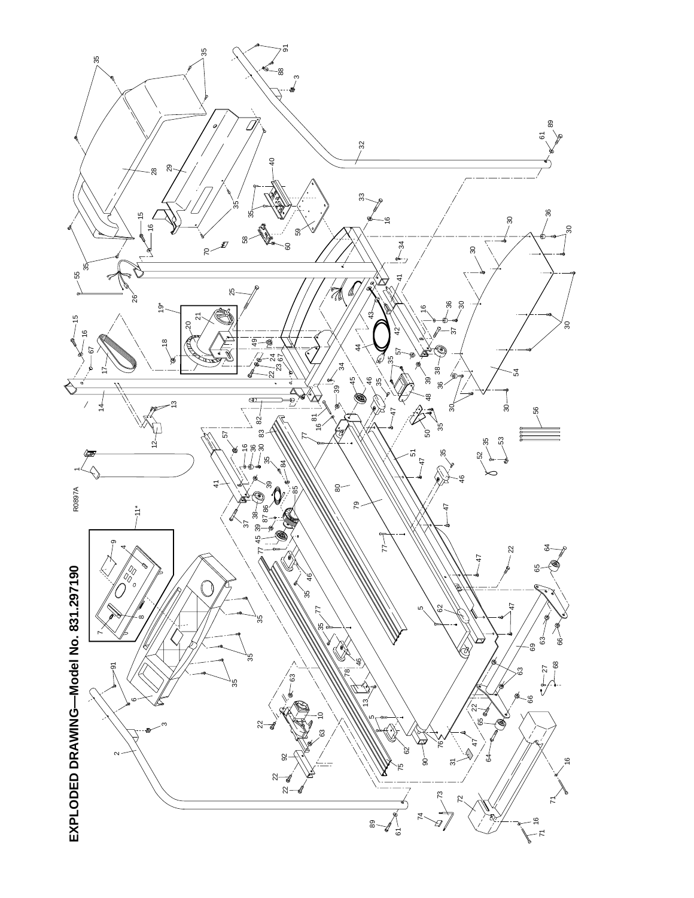# EXPLODED DRAWING—Model No. 831.297190

R0897A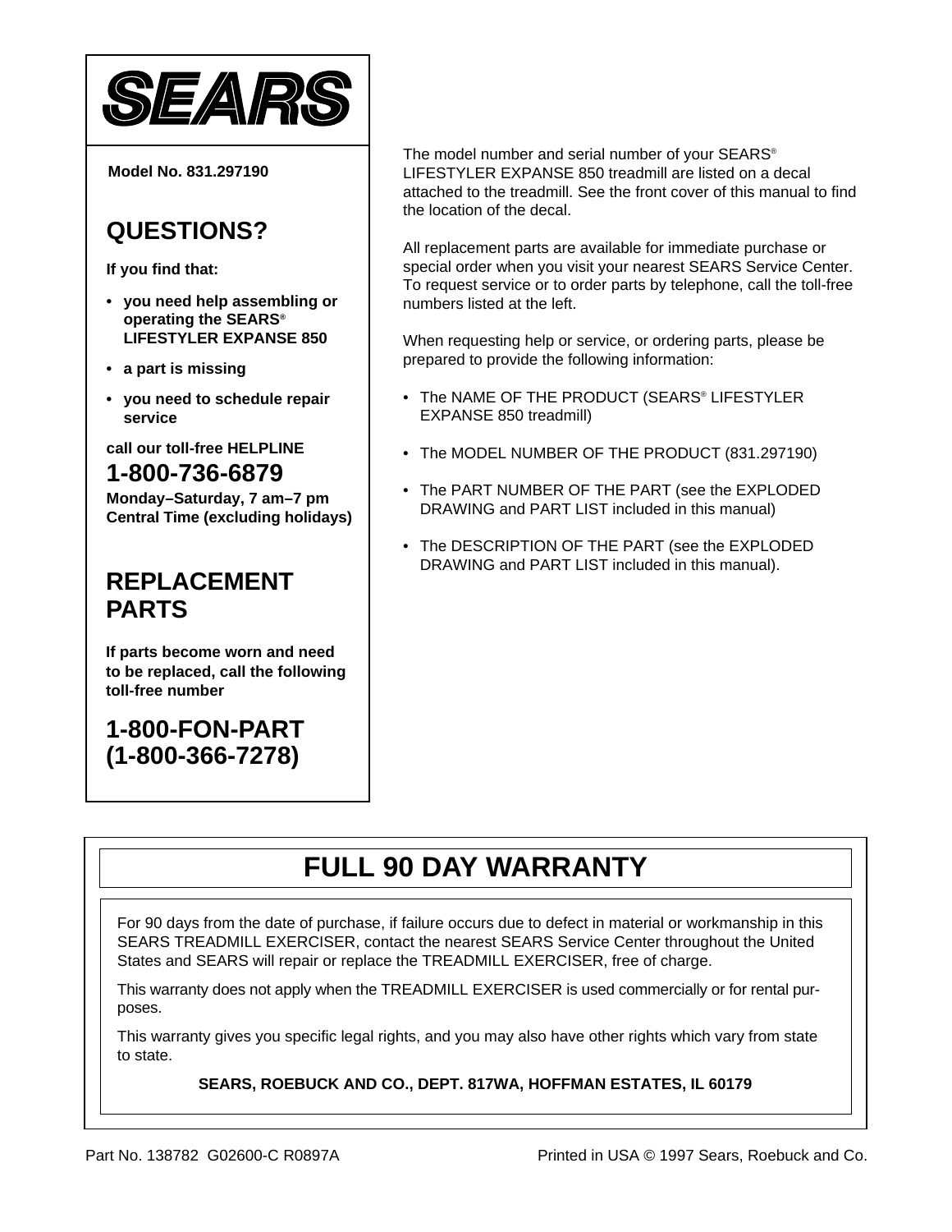# SEARS

**Model No. 831.297190**

## QUESTIONS?

**If you find that:**

- **you need help assembling or operating the SEARS® LIFESTYLER EXPANSE 850**
- **a part is missing**
- **you need to schedule repair service**

**call our toll-free HELPLINE**

## 1-800-736-6879

**Monday–Saturday, 7 am–7 pm Central Time (excluding holidays)**

## REPLACEMENT PARTS

**If parts become worn and need to be replaced, call the following toll-free number**

## 1-800-FON-PART (1-800-366-7278)

The model number and serial number of your SEARS® LIFESTYLER EXPANSE 850 treadmill are listed on a decal attached to the treadmill. See the front cover of this manual to find the location of the decal.

All replacement parts are available for immediate purchase or special order when you visit your nearest SEARS Service Center. To request service or to order parts by telephone, call the toll-free numbers listed at the left.

When requesting help or service, or ordering parts, please be prepared to provide the following information:

- The NAME OF THE PRODUCT (SEARS® LIFESTYLER EXPANSE 850 treadmill)
- The MODEL NUMBER OF THE PRODUCT (831.297190)
- The PART NUMBER OF THE PART (see the EXPLODED DRAWING and PART LIST included in this manual)
- The DESCRIPTION OF THE PART (see the EXPLODED DRAWING and PART LIST included in this manual).

## FULL 90 DAY WARRANTY

For 90 days from the date of purchase, if failure occurs due to defect in material or workmanship in this SEARS TREADMILL EXERCISER, contact the nearest SEARS Service Center throughout the United States and SEARS will repair or replace the TREADMILL EXERCISER, free of charge.

This warranty does not apply when the TREADMILL EXERCISER is used commercially or for rental purposes.

This warranty gives you specific legal rights, and you may also have other rights which vary from state to state.

**SEARS, ROEBUCK AND CO., DEPT. 817WA, HOFFMAN ESTATES, IL 60179**

Part No. 138782 G02600-C R0897A

Printed in USA © 1997 Sears, Roebuck and Co.